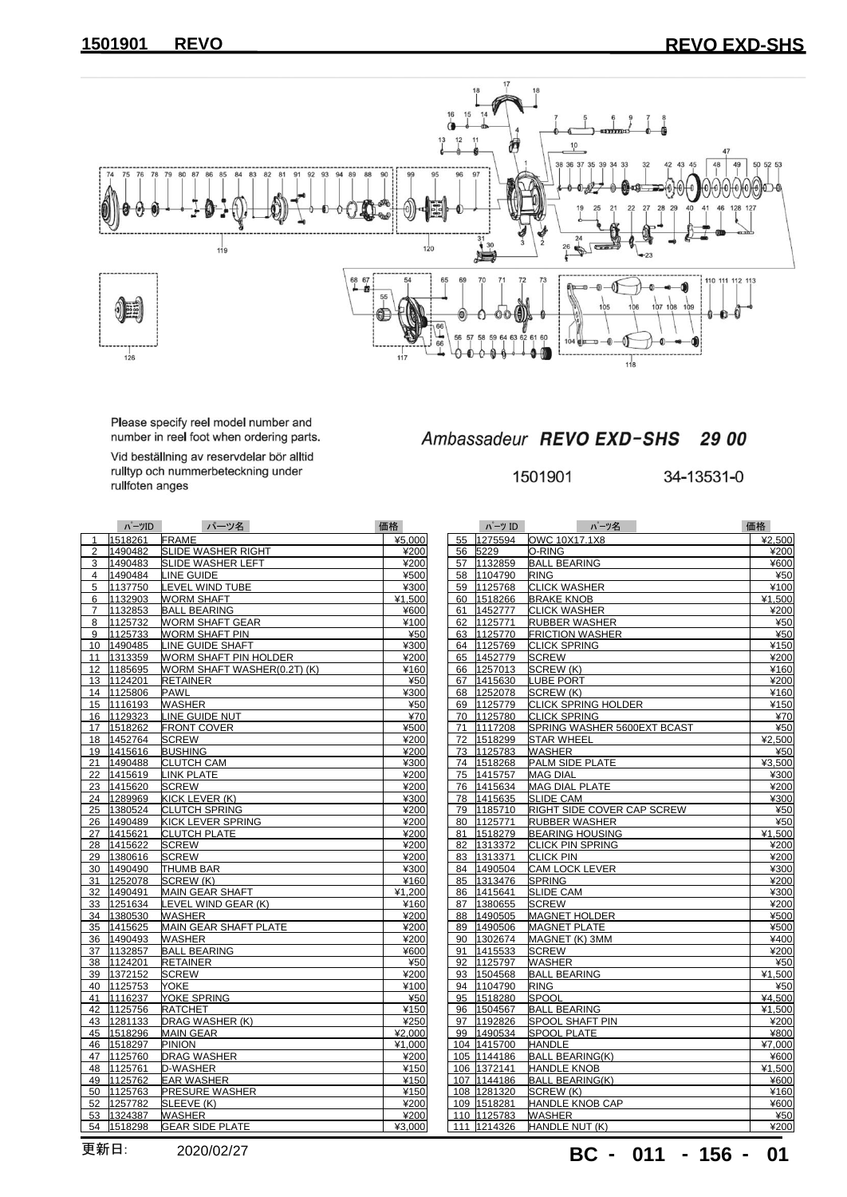# 1501901 REVO

## REVO EXD-SHS

Please specify reel model number and number in reel foot when ordering parts.

Vid beställning av reservdelar bör alltid rulltyp och nummerbeteckning under rullfoten anges

*Ambassadeur* ***REVO EXD-SHS 29 00***

1501901 34-13531-0

| | パーツID | パーツ名 | 価格 |
|---|---|---|---|
| 1 | 1518261 | FRAME | ¥5,000 |
| 2 | 1490482 | SLIDE WASHER RIGHT | ¥200 |
| 3 | 1490483 | SLIDE WASHER LEFT | ¥200 |
| 4 | 1490484 | LINE GUIDE | ¥500 |
| 5 | 1137750 | LEVEL WIND TUBE | ¥300 |
| 6 | 1132903 | WORM SHAFT | ¥1,500 |
| 7 | 1132853 | BALL BEARING | ¥600 |
| 8 | 1125732 | WORM SHAFT GEAR | ¥100 |
| 9 | 1125733 | WORM SHAFT PIN | ¥50 |
| 10 | 1490485 | LINE GUIDE SHAFT | ¥300 |
| 11 | 1313359 | WORM SHAFT PIN HOLDER | ¥200 |
| 12 | 1185695 | WORM SHAFT WASHER(0.2T) (K) | ¥160 |
| 13 | 1124201 | RETAINER | ¥50 |
| 14 | 1125806 | PAWL | ¥300 |
| 15 | 1116193 | WASHER | ¥50 |
| 16 | 1129323 | LINE GUIDE NUT | ¥70 |
| 17 | 1518262 | FRONT COVER | ¥500 |
| 18 | 1452764 | SCREW | ¥200 |
| 19 | 1415616 | BUSHING | ¥200 |
| 21 | 1490488 | CLUTCH CAM | ¥300 |
| 22 | 1415619 | LINK PLATE | ¥200 |
| 23 | 1415620 | SCREW | ¥200 |
| 24 | 1289969 | KICK LEVER (K) | ¥300 |
| 25 | 1380524 | CLUTCH SPRING | ¥200 |
| 26 | 1490489 | KICK LEVER SPRING | ¥200 |
| 27 | 1415621 | CLUTCH PLATE | ¥200 |
| 28 | 1415622 | SCREW | ¥200 |
| 29 | 1380616 | SCREW | ¥200 |
| 30 | 1490490 | THUMB BAR | ¥300 |
| 31 | 1252078 | SCREW (K) | ¥160 |
| 32 | 1490491 | MAIN GEAR SHAFT | ¥1,200 |
| 33 | 1251634 | LEVEL WIND GEAR (K) | ¥160 |
| 34 | 1380530 | WASHER | ¥200 |
| 35 | 1415625 | MAIN GEAR SHAFT PLATE | ¥200 |
| 36 | 1490493 | WASHER | ¥200 |
| 37 | 1132857 | BALL BEARING | ¥600 |
| 38 | 1124201 | RETAINER | ¥50 |
| 39 | 1372152 | SCREW | ¥200 |
| 40 | 1125753 | YOKE | ¥100 |
| 41 | 1116237 | YOKE SPRING | ¥50 |
| 42 | 1125756 | RATCHET | ¥150 |
| 43 | 1281133 | DRAG WASHER (K) | ¥250 |
| 45 | 1518296 | MAIN GEAR | ¥2,000 |
| 46 | 1518297 | PINION | ¥1,000 |
| 47 | 1125760 | DRAG WASHER | ¥200 |
| 48 | 1125761 | D-WASHER | ¥150 |
| 49 | 1125762 | EAR WASHER | ¥150 |
| 50 | 1125763 | PRESURE WASHER | ¥150 |
| 52 | 1257782 | SLEEVE (K) | ¥200 |
| 53 | 1324387 | WASHER | ¥200 |
| 54 | 1518298 | GEAR SIDE PLATE | ¥3,000 |
| 55 | 1275594 | OWC 10X17.1X8 | ¥2,500 |
| 56 | 5229 | O-RING | ¥200 |
| 57 | 1132859 | BALL BEARING | ¥600 |
| 58 | 1104790 | RING | ¥50 |
| 59 | 1125768 | CLICK WASHER | ¥100 |
| 60 | 1518266 | BRAKE KNOB | ¥1,500 |
| 61 | 1452777 | CLICK WASHER | ¥200 |
| 62 | 1125771 | RUBBER WASHER | ¥50 |
| 63 | 1125770 | FRICTION WASHER | ¥50 |
| 64 | 1125769 | CLICK SPRING | ¥150 |
| 65 | 1452779 | SCREW | ¥200 |
| 66 | 1257013 | SCREW (K) | ¥160 |
| 67 | 1415630 | LUBE PORT | ¥200 |
| 68 | 1252078 | SCREW (K) | ¥160 |
| 69 | 1125779 | CLICK SPRING HOLDER | ¥150 |
| 70 | 1125780 | CLICK SPRING | ¥70 |
| 71 | 1117208 | SPRING WASHER 5600EXT BCAST | ¥50 |
| 72 | 1518299 | STAR WHEEL | ¥2,500 |
| 73 | 1125783 | WASHER | ¥50 |
| 74 | 1518268 | PALM SIDE PLATE | ¥3,500 |
| 75 | 1415757 | MAG DIAL | ¥300 |
| 76 | 1415634 | MAG DIAL PLATE | ¥200 |
| 78 | 1415635 | SLIDE CAM | ¥300 |
| 79 | 1185710 | RIGHT SIDE COVER CAP SCREW | ¥50 |
| 80 | 1125771 | RUBBER WASHER | ¥50 |
| 81 | 1518279 | BEARING HOUSING | ¥1,500 |
| 82 | 1313372 | CLICK PIN SPRING | ¥200 |
| 83 | 1313371 | CLICK PIN | ¥200 |
| 84 | 1490504 | CAM LOCK LEVER | ¥300 |
| 85 | 1313476 | SPRING | ¥200 |
| 86 | 1415641 | SLIDE CAM | ¥300 |
| 87 | 1380655 | SCREW | ¥200 |
| 88 | 1490505 | MAGNET HOLDER | ¥500 |
| 89 | 1490506 | MAGNET PLATE | ¥500 |
| 90 | 1302674 | MAGNET (K) 3MM | ¥400 |
| 91 | 1415533 | SCREW | ¥200 |
| 92 | 1125797 | WASHER | ¥50 |
| 93 | 1504568 | BALL BEARING | ¥1,500 |
| 94 | 1104790 | RING | ¥50 |
| 95 | 1518280 | SPOOL | ¥4,500 |
| 96 | 1504567 | BALL BEARING | ¥1,500 |
| 97 | 1192826 | SPOOL SHAFT PIN | ¥200 |
| 99 | 1490534 | SPOOL PLATE | ¥800 |
| 104 | 1415700 | HANDLE | ¥7,000 |
| 105 | 1144186 | BALL BEARING(K) | ¥600 |
| 106 | 1372141 | HANDLE KNOB | ¥1,500 |
| 107 | 1144186 | BALL BEARING(K) | ¥600 |
| 108 | 1281320 | SCREW (K) | ¥160 |
| 109 | 1518281 | HANDLE KNOB CAP | ¥600 |
| 110 | 1125783 | WASHER | ¥50 |
| 111 | 1214326 | HANDLE NUT (K) | ¥200 |

更新日: 2020/02/27

**BC - 011 - 156 - 01**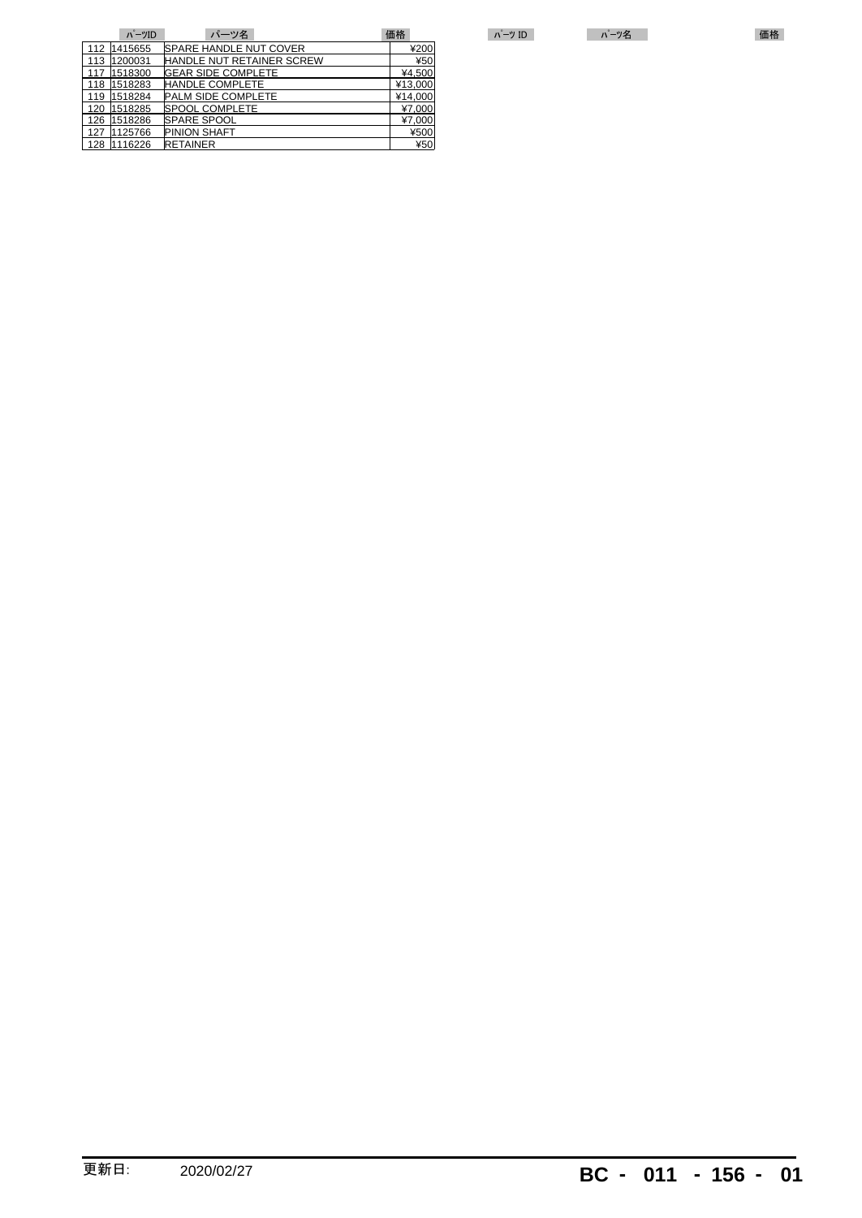| | ﾊﾟｰツID | パーツ名 | 価格 |
|---|---|---|---|
| 112 | 1415655 | SPARE HANDLE NUT COVER | ¥200 |
| 113 | 1200031 | HANDLE NUT RETAINER SCREW | ¥50 |
| 117 | 1518300 | GEAR SIDE COMPLETE | ¥4,500 |
| 118 | 1518283 | HANDLE COMPLETE | ¥13,000 |
| 119 | 1518284 | PALM SIDE COMPLETE | ¥14,000 |
| 120 | 1518285 | SPOOL COMPLETE | ¥7,000 |
| 126 | 1518286 | SPARE SPOOL | ¥7,000 |
| 127 | 1125766 | PINION SHAFT | ¥500 |
| 128 | 1116226 | RETAINER | ¥50 |

| ﾊﾟｰツ ID | ﾊﾟｰツ名 | 価格 |
|---|---|---|

更新日: 2020/02/27

**BC - 011 - 156 - 01**